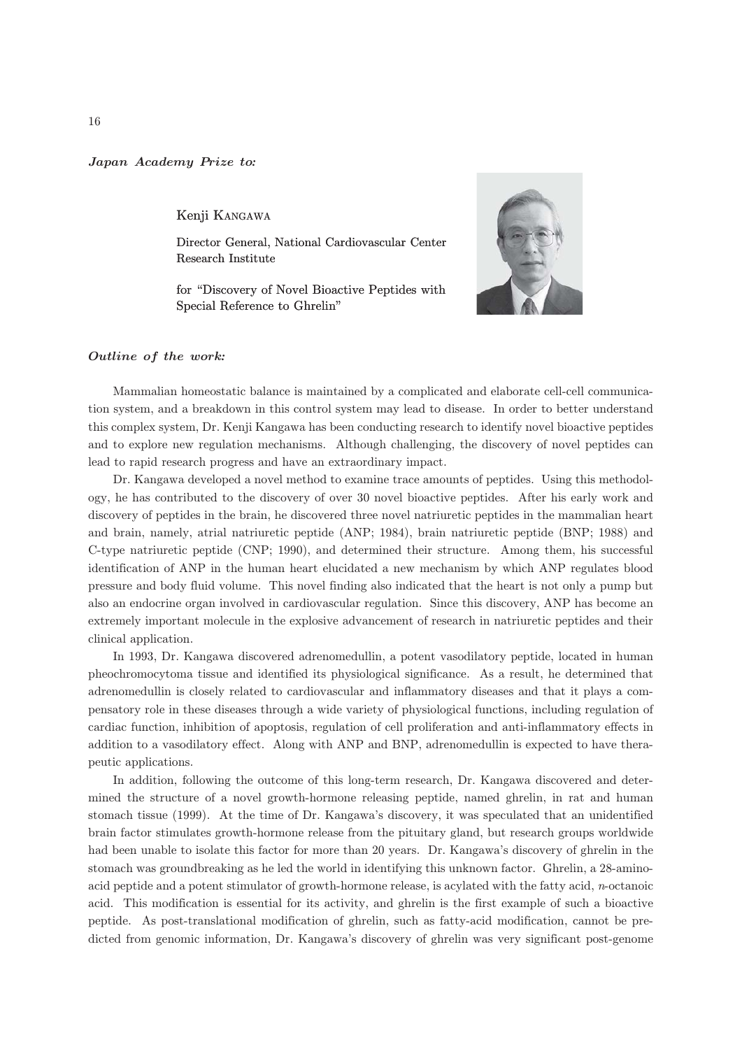*Japan Academy Prize to:*

Kenji KANGAWA

Director General, National Cardiovascular Center Research Institute

for "Discovery of Novel Bioactive Peptides with Special Reference to Ghrelin"

***Outline of the work:***

Mammalian homeostatic balance is maintained by a complicated and elaborate cell-cell communication system, and a breakdown in this control system may lead to disease. In order to better understand this complex system, Dr. Kenji Kangawa has been conducting research to identify novel bioactive peptides and to explore new regulation mechanisms. Although challenging, the discovery of novel peptides can lead to rapid research progress and have an extraordinary impact.

Dr. Kangawa developed a novel method to examine trace amounts of peptides. Using this methodology, he has contributed to the discovery of over 30 novel bioactive peptides. After his early work and discovery of peptides in the brain, he discovered three novel natriuretic peptides in the mammalian heart and brain, namely, atrial natriuretic peptide (ANP; 1984), brain natriuretic peptide (BNP; 1988) and C-type natriuretic peptide (CNP; 1990), and determined their structure. Among them, his successful identification of ANP in the human heart elucidated a new mechanism by which ANP regulates blood pressure and body fluid volume. This novel finding also indicated that the heart is not only a pump but also an endocrine organ involved in cardiovascular regulation. Since this discovery, ANP has become an extremely important molecule in the explosive advancement of research in natriuretic peptides and their clinical application.

In 1993, Dr. Kangawa discovered adrenomedullin, a potent vasodilatory peptide, located in human pheochromocytoma tissue and identified its physiological significance. As a result, he determined that adrenomedullin is closely related to cardiovascular and inflammatory diseases and that it plays a compensatory role in these diseases through a wide variety of physiological functions, including regulation of cardiac function, inhibition of apoptosis, regulation of cell proliferation and anti-inflammatory effects in addition to a vasodilatory effect. Along with ANP and BNP, adrenomedullin is expected to have therapeutic applications.

In addition, following the outcome of this long-term research, Dr. Kangawa discovered and determined the structure of a novel growth-hormone releasing peptide, named ghrelin, in rat and human stomach tissue (1999). At the time of Dr. Kangawa's discovery, it was speculated that an unidentified brain factor stimulates growth-hormone release from the pituitary gland, but research groups worldwide had been unable to isolate this factor for more than 20 years. Dr. Kangawa's discovery of ghrelin in the stomach was groundbreaking as he led the world in identifying this unknown factor. Ghrelin, a 28-amino-acid peptide and a potent stimulator of growth-hormone release, is acylated with the fatty acid, *n*-octanoic acid. This modification is essential for its activity, and ghrelin is the first example of such a bioactive peptide. As post-translational modification of ghrelin, such as fatty-acid modification, cannot be predicted from genomic information, Dr. Kangawa's discovery of ghrelin was very significant post-genome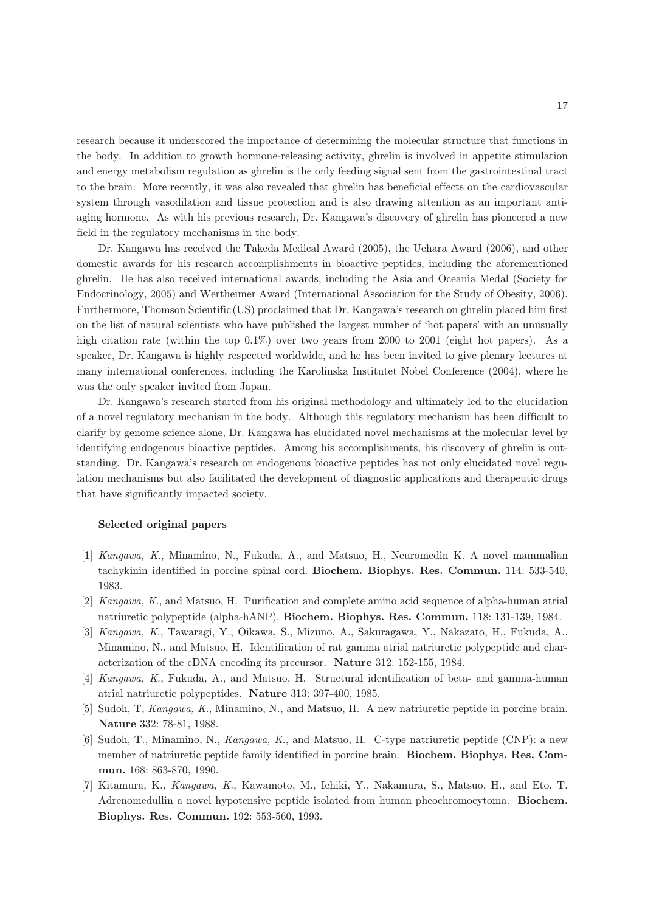research because it underscored the importance of determining the molecular structure that functions in the body. In addition to growth hormone-releasing activity, ghrelin is involved in appetite stimulation and energy metabolism regulation as ghrelin is the only feeding signal sent from the gastrointestinal tract to the brain. More recently, it was also revealed that ghrelin has beneficial effects on the cardiovascular system through vasodilation and tissue protection and is also drawing attention as an important anti-aging hormone. As with his previous research, Dr. Kangawa's discovery of ghrelin has pioneered a new field in the regulatory mechanisms in the body.

Dr. Kangawa has received the Takeda Medical Award (2005), the Uehara Award (2006), and other domestic awards for his research accomplishments in bioactive peptides, including the aforementioned ghrelin. He has also received international awards, including the Asia and Oceania Medal (Society for Endocrinology, 2005) and Wertheimer Award (International Association for the Study of Obesity, 2006). Furthermore, Thomson Scientific (US) proclaimed that Dr. Kangawa's research on ghrelin placed him first on the list of natural scientists who have published the largest number of 'hot papers' with an unusually high citation rate (within the top 0.1%) over two years from 2000 to 2001 (eight hot papers). As a speaker, Dr. Kangawa is highly respected worldwide, and he has been invited to give plenary lectures at many international conferences, including the Karolinska Institutet Nobel Conference (2004), where he was the only speaker invited from Japan.

Dr. Kangawa's research started from his original methodology and ultimately led to the elucidation of a novel regulatory mechanism in the body. Although this regulatory mechanism has been difficult to clarify by genome science alone, Dr. Kangawa has elucidated novel mechanisms at the molecular level by identifying endogenous bioactive peptides. Among his accomplishments, his discovery of ghrelin is outstanding. Dr. Kangawa's research on endogenous bioactive peptides has not only elucidated novel regulation mechanisms but also facilitated the development of diagnostic applications and therapeutic drugs that have significantly impacted society.

#### Selected original papers

[1] *Kangawa, K.*, Minamino, N., Fukuda, A., and Matsuo, H., Neuromedin K. A novel mammalian tachykinin identified in porcine spinal cord. **Biochem. Biophys. Res. Commun.** 114: 533-540, 1983.

[2] *Kangawa, K.*, and Matsuo, H. Purification and complete amino acid sequence of alpha-human atrial natriuretic polypeptide (alpha-hANP). **Biochem. Biophys. Res. Commun.** 118: 131-139, 1984.

[3] *Kangawa, K.*, Tawaragi, Y., Oikawa, S., Mizuno, A., Sakuragawa, Y., Nakazato, H., Fukuda, A., Minamino, N., and Matsuo, H. Identification of rat gamma atrial natriuretic polypeptide and characterization of the cDNA encoding its precursor. **Nature** 312: 152-155, 1984.

[4] *Kangawa, K.*, Fukuda, A., and Matsuo, H. Structural identification of beta- and gamma-human atrial natriuretic polypeptides. **Nature** 313: 397-400, 1985.

[5] Sudoh, T, *Kangawa, K.*, Minamino, N., and Matsuo, H. A new natriuretic peptide in porcine brain. **Nature** 332: 78-81, 1988.

[6] Sudoh, T., Minamino, N., *Kangawa, K.*, and Matsuo, H. C-type natriuretic peptide (CNP): a new member of natriuretic peptide family identified in porcine brain. **Biochem. Biophys. Res. Commun.** 168: 863-870, 1990.

[7] Kitamura, K., *Kangawa, K.*, Kawamoto, M., Ichiki, Y., Nakamura, S., Matsuo, H., and Eto, T. Adrenomedullin a novel hypotensive peptide isolated from human pheochromocytoma. **Biochem. Biophys. Res. Commun.** 192: 553-560, 1993.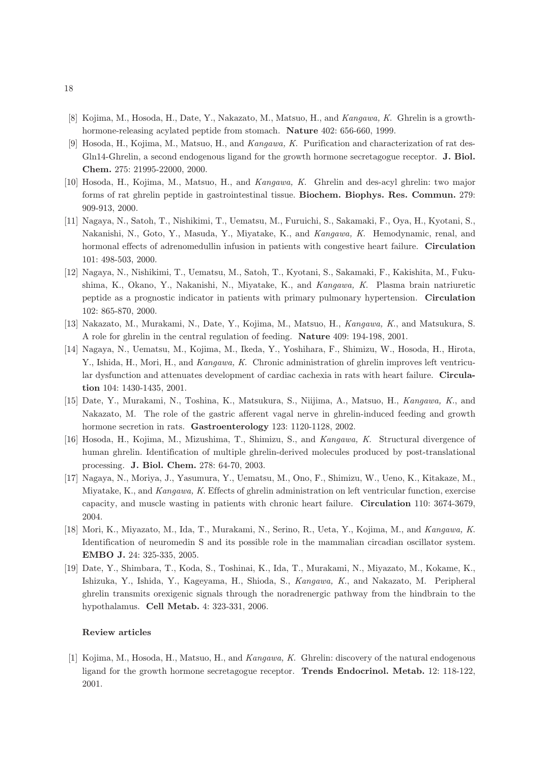[8] Kojima, M., Hosoda, H., Date, Y., Nakazato, M., Matsuo, H., and *Kangawa, K.* Ghrelin is a growth-hormone-releasing acylated peptide from stomach. **Nature** 402: 656-660, 1999.

[9] Hosoda, H., Kojima, M., Matsuo, H., and *Kangawa, K.* Purification and characterization of rat des-Gln14-Ghrelin, a second endogenous ligand for the growth hormone secretagogue receptor. **J. Biol. Chem.** 275: 21995-22000, 2000.

[10] Hosoda, H., Kojima, M., Matsuo, H., and *Kangawa, K.* Ghrelin and des-acyl ghrelin: two major forms of rat ghrelin peptide in gastrointestinal tissue. **Biochem. Biophys. Res. Commun.** 279: 909-913, 2000.

[11] Nagaya, N., Satoh, T., Nishikimi, T., Uematsu, M., Furuichi, S., Sakamaki, F., Oya, H., Kyotani, S., Nakanishi, N., Goto, Y., Masuda, Y., Miyatake, K., and *Kangawa, K.* Hemodynamic, renal, and hormonal effects of adrenomedullin infusion in patients with congestive heart failure. **Circulation** 101: 498-503, 2000.

[12] Nagaya, N., Nishikimi, T., Uematsu, M., Satoh, T., Kyotani, S., Sakamaki, F., Kakishita, M., Fukushima, K., Okano, Y., Nakanishi, N., Miyatake, K., and *Kangawa, K.* Plasma brain natriuretic peptide as a prognostic indicator in patients with primary pulmonary hypertension. **Circulation** 102: 865-870, 2000.

[13] Nakazato, M., Murakami, N., Date, Y., Kojima, M., Matsuo, H., *Kangawa, K.*, and Matsukura, S. A role for ghrelin in the central regulation of feeding. **Nature** 409: 194-198, 2001.

[14] Nagaya, N., Uematsu, M., Kojima, M., Ikeda, Y., Yoshihara, F., Shimizu, W., Hosoda, H., Hirota, Y., Ishida, H., Mori, H., and *Kangawa, K.* Chronic administration of ghrelin improves left ventricular dysfunction and attenuates development of cardiac cachexia in rats with heart failure. **Circulation** 104: 1430-1435, 2001.

[15] Date, Y., Murakami, N., Toshina, K., Matsukura, S., Niijima, A., Matsuo, H., *Kangawa, K.*, and Nakazato, M. The role of the gastric afferent vagal nerve in ghrelin-induced feeding and growth hormone secretion in rats. **Gastroenterology** 123: 1120-1128, 2002.

[16] Hosoda, H., Kojima, M., Mizushima, T., Shimizu, S., and *Kangawa, K.* Structural divergence of human ghrelin. Identification of multiple ghrelin-derived molecules produced by post-translational processing. **J. Biol. Chem.** 278: 64-70, 2003.

[17] Nagaya, N., Moriya, J., Yasumura, Y., Uematsu, M., Ono, F., Shimizu, W., Ueno, K., Kitakaze, M., Miyatake, K., and *Kangawa, K.* Effects of ghrelin administration on left ventricular function, exercise capacity, and muscle wasting in patients with chronic heart failure. **Circulation** 110: 3674-3679, 2004.

[18] Mori, K., Miyazato, M., Ida, T., Murakami, N., Serino, R., Ueta, Y., Kojima, M., and *Kangawa, K.* Identification of neuromedin S and its possible role in the mammalian circadian oscillator system. **EMBO J.** 24: 325-335, 2005.

[19] Date, Y., Shimbara, T., Koda, S., Toshinai, K., Ida, T., Murakami, N., Miyazato, M., Kokame, K., Ishizuka, Y., Ishida, Y., Kageyama, H., Shioda, S., *Kangawa, K.*, and Nakazato, M. Peripheral ghrelin transmits orexigenic signals through the noradrenergic pathway from the hindbrain to the hypothalamus. **Cell Metab.** 4: 323-331, 2006.

**Review articles**

[1] Kojima, M., Hosoda, H., Matsuo, H., and *Kangawa, K.* Ghrelin: discovery of the natural endogenous ligand for the growth hormone secretagogue receptor. **Trends Endocrinol. Metab.** 12: 118-122, 2001.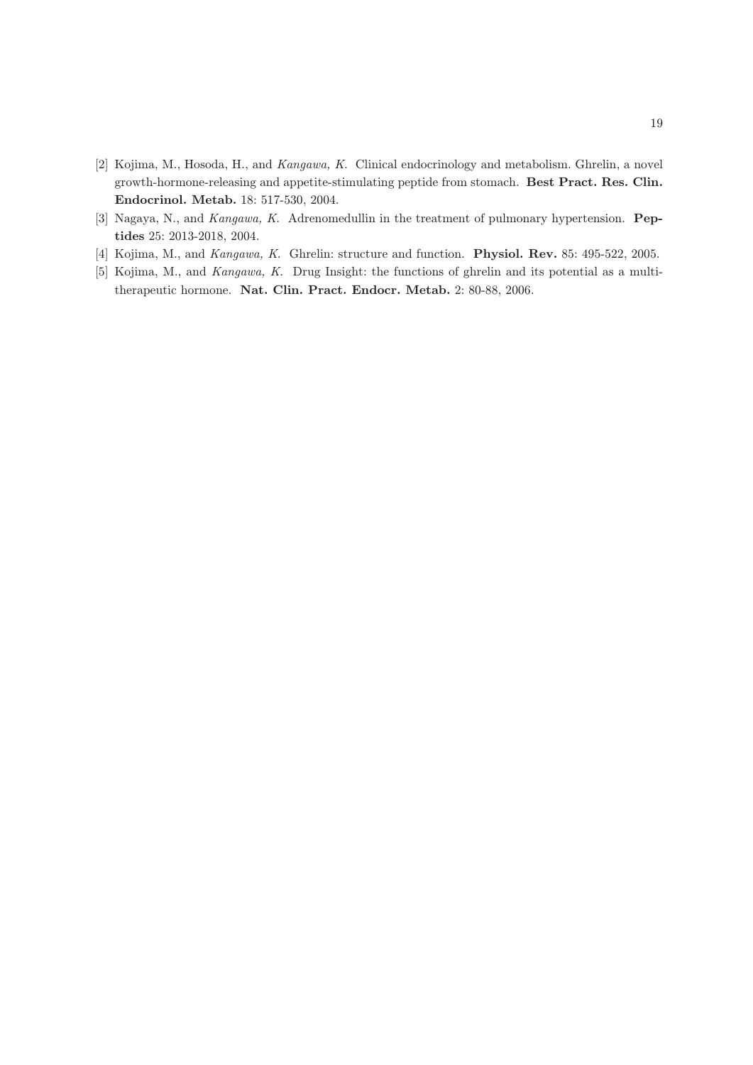[2] Kojima, M., Hosoda, H., and *Kangawa, K.* Clinical endocrinology and metabolism. Ghrelin, a novel growth-hormone-releasing and appetite-stimulating peptide from stomach. **Best Pract. Res. Clin. Endocrinol. Metab.** 18: 517-530, 2004.

[3] Nagaya, N., and *Kangawa, K.* Adrenomedullin in the treatment of pulmonary hypertension. **Peptides** 25: 2013-2018, 2004.

[4] Kojima, M., and *Kangawa, K.* Ghrelin: structure and function. **Physiol. Rev.** 85: 495-522, 2005.

[5] Kojima, M., and *Kangawa, K.* Drug Insight: the functions of ghrelin and its potential as a multi-therapeutic hormone. **Nat. Clin. Pract. Endocr. Metab.** 2: 80-88, 2006.